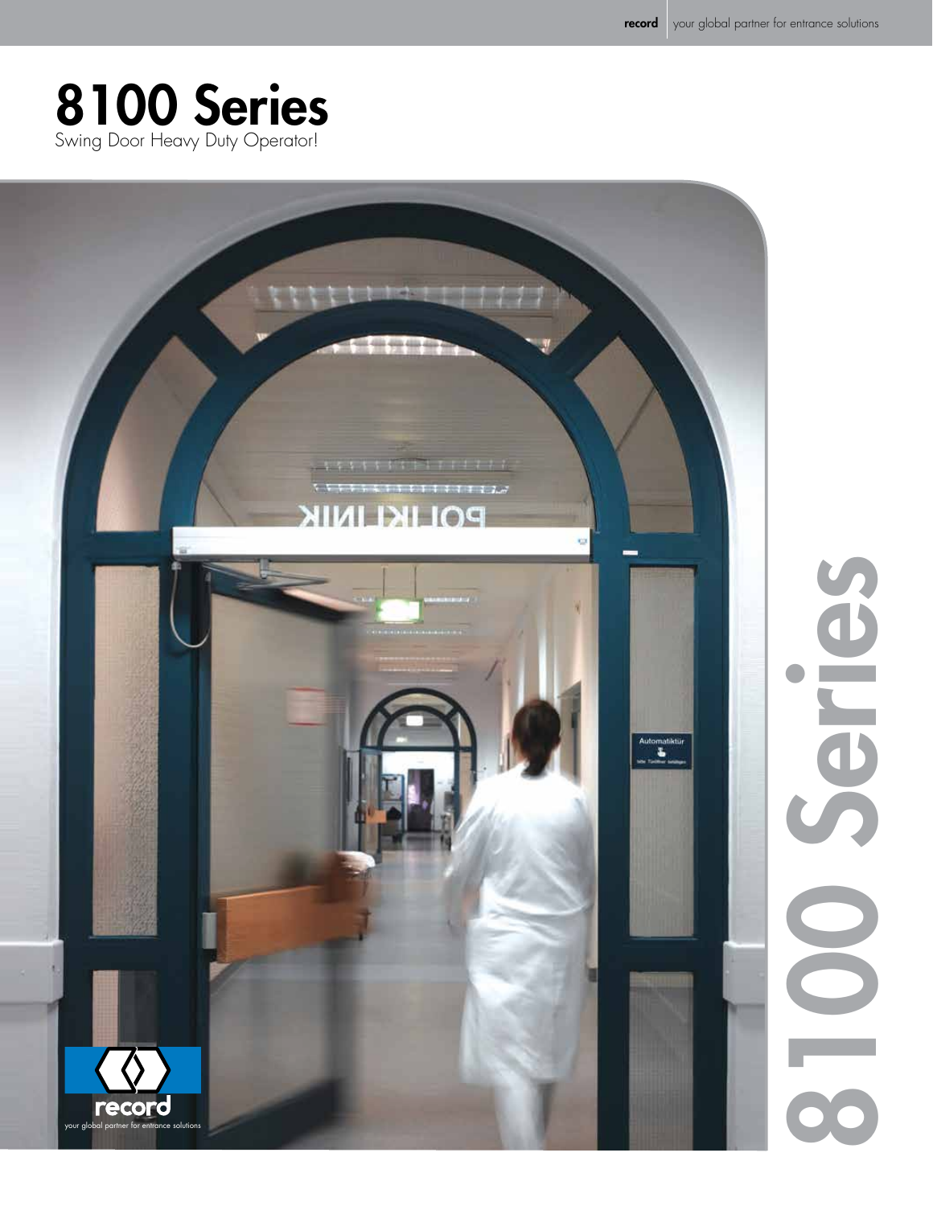# 8100 Series

Swing Door Heavy Duty Operator!

record

your global partner for entrance solutions

8100 Series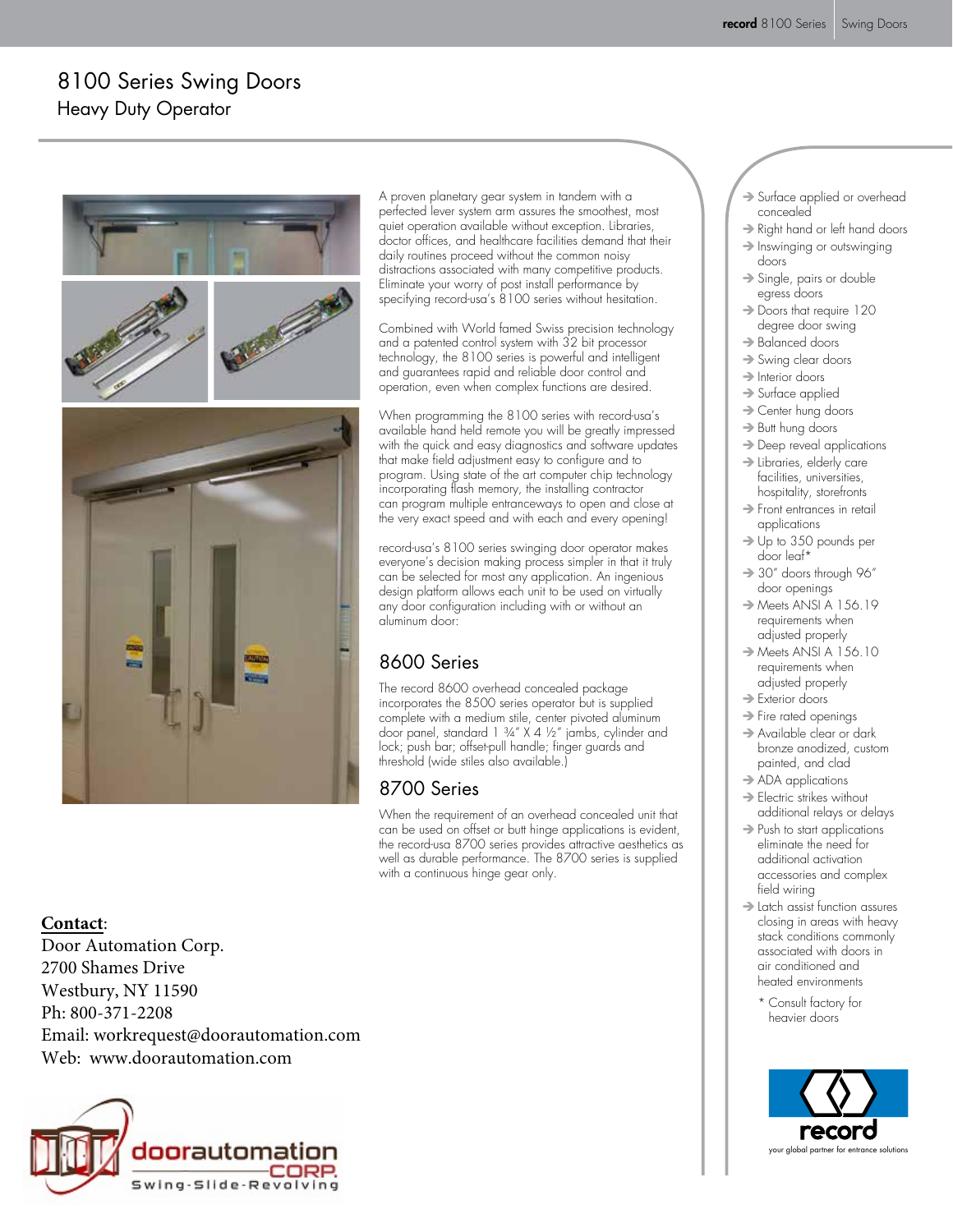# 8100 Series Swing Doors

## Heavy Duty Operator

A proven planetary gear system in tandem with a perfected lever system arm assures the smoothest, most quiet operation available without exception. Libraries, doctor offices, and healthcare facilities demand that their daily routines proceed without the common noisy distractions associated with many competitive products. Eliminate your worry of post install performance by specifying record-usa's 8100 series without hesitation.

Combined with World famed Swiss precision technology and a patented control system with 32 bit processor technology, the 8100 series is powerful and intelligent and guarantees rapid and reliable door control and operation, even when complex functions are desired.

When programming the 8100 series with record-usa's available hand held remote you will be greatly impressed with the quick and easy diagnostics and software updates that make field adjustment easy to configure and to program. Using state of the art computer chip technology incorporating flash memory, the installing contractor can program multiple entranceways to open and close at the very exact speed and with each and every opening!

record-usa's 8100 series swinging door operator makes everyone's decision making process simpler in that it truly can be selected for most any application. An ingenious design platform allows each unit to be used on virtually any door configuration including with or without an aluminum door:

## 8600 Series

The record 8600 overhead concealed package incorporates the 8500 series operator but is supplied complete with a medium stile, center pivoted aluminum door panel, standard 1 ¾" X 4 ½" jambs, cylinder and lock; push bar; offset-pull handle; finger guards and threshold (wide stiles also available.)

## 8700 Series

When the requirement of an overhead concealed unit that can be used on offset or butt hinge applications is evident, the record-usa 8700 series provides attractive aesthetics as well as durable performance. The 8700 series is supplied with a continuous hinge gear only.

- ➔ Surface applied or overhead concealed
- ➔ Right hand or left hand doors
- ➔ Inswinging or outswinging doors
- ➔ Single, pairs or double egress doors
- ➔ Doors that require 120 degree door swing
- ➔ Balanced doors
- ➔ Swing clear doors
- ➔ Interior doors
- ➔ Surface applied
- ➔ Center hung doors
- ➔ Butt hung doors
- ➔ Deep reveal applications
- ➔ Libraries, elderly care facilities, universities, hospitality, storefronts
- ➔ Front entrances in retail applications
- ➔ Up to 350 pounds per door leaf*
- ➔ 30" doors through 96" door openings
- ➔ Meets ANSI A 156.19 requirements when adjusted properly
- ➔ Meets ANSI A 156.10 requirements when adjusted properly
- ➔ Exterior doors
- ➔ Fire rated openings
- ➔ Available clear or dark bronze anodized, custom painted, and clad
- ➔ ADA applications
- ➔ Electric strikes without additional relays or delays
- ➔ Push to start applications eliminate the need for additional activation accessories and complex field wiring
- ➔ Latch assist function assures closing in areas with heavy stack conditions commonly associated with doors in air conditioned and heated environments

\* Consult factory for heavier doors

record
your global partner for entrance solutions

**Contact**:
Door Automation Corp.
2700 Shames Drive
Westbury, NY 11590
Ph: 800-371-2208
Email: workrequest@doorautomation.com
Web: www.doorautomation.com

doorautomation CORP.
Swing-Slide-Revolving